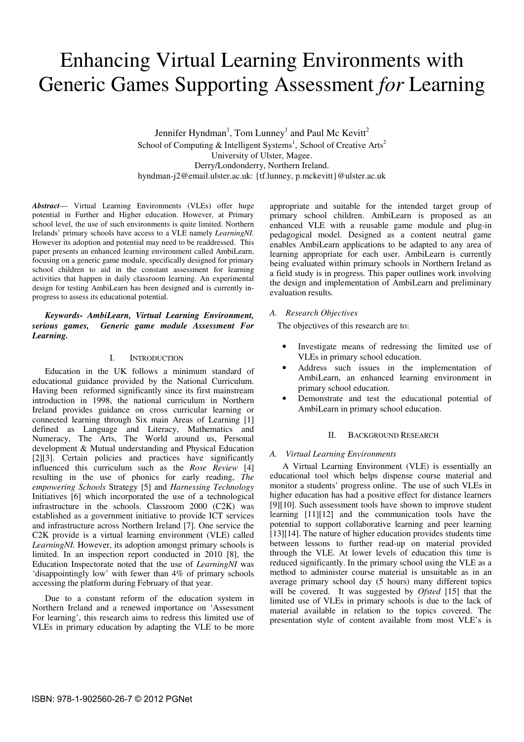# Enhancing Virtual Learning Environments with Generic Games Supporting Assessment *for* Learning

Jennifer Hyndman[1], Tom Lunney[1] and Paul Mc Kevitt[2]
School of Computing & Intelligent Systems[1], School of Creative Arts[2]
University of Ulster, Magee.
Derry/Londonderry, Northern Ireland.
hyndman-j2@email.ulster.ac.uk: {tf.lunney, p.mckevitt}@ulster.ac.uk

***Abstract*****—** Virtual Learning Environments (VLEs) offer huge potential in Further and Higher education. However, at Primary school level, the use of such environments is quite limited. Northern Irelands' primary schools have access to a VLE namely *LearningNI*. However its adoption and potential may need to be readdressed. This paper presents an enhanced learning environment called AmbiLearn, focusing on a generic game module, specifically designed for primary school children to aid in the constant assessment for learning activities that happen in daily classroom learning. An experimental design for testing AmbiLearn has been designed and is currently in-progress to assess its educational potential.

***Keywords- AmbiLearn, Virtual Learning Environment, serious games, Generic game module Assessment For Learning.***

## I. Introduction

Education in the UK follows a minimum standard of educational guidance provided by the National Curriculum. Having been reformed significantly since its first mainstream introduction in 1998, the national curriculum in Northern Ireland provides guidance on cross curricular learning or connected learning through Six main Areas of Learning [1] defined as Language and Literacy, Mathematics and Numeracy, The Arts, The World around us, Personal development & Mutual understanding and Physical Education [2][3]. Certain policies and practices have significantly influenced this curriculum such as the *Rose Review* [4] resulting in the use of phonics for early reading, *The empowering Schools* Strategy [5] and *Harnessing Technology* Initiatives [6] which incorporated the use of a technological infrastructure in the schools. Classroom 2000 (C2K) was established as a government initiative to provide ICT services and infrastructure across Northern Ireland [7]. One service the C2K provide is a virtual learning environment (VLE) called *LearningNI*. However, its adoption amongst primary schools is limited. In an inspection report conducted in 2010 [8], the Education Inspectorate noted that the use of *LearningNI* was 'disappointingly low' with fewer than 4% of primary schools accessing the platform during February of that year.

Due to a constant reform of the education system in Northern Ireland and a renewed importance on 'Assessment For learning', this research aims to redress this limited use of VLEs in primary education by adapting the VLE to be more appropriate and suitable for the intended target group of primary school children. AmbiLearn is proposed as an enhanced VLE with a reusable game module and plug-in pedagogical model. Designed as a content neutral game enables AmbiLearn applications to be adapted to any area of learning appropriate for each user. AmbiLearn is currently being evaluated within primary schools in Northern Ireland as a field study is in progress. This paper outlines work involving the design and implementation of AmbiLearn and preliminary evaluation results.

### A. Research Objectives

The objectives of this research are to:

- Investigate means of redressing the limited use of VLEs in primary school education.
- Address such issues in the implementation of AmbiLearn, an enhanced learning environment in primary school education.
- Demonstrate and test the educational potential of AmbiLearn in primary school education.

## II. Background Research

### A. Virtual Learning Environments

A Virtual Learning Environment (VLE) is essentially an educational tool which helps dispense course material and monitor a students' progress online. The use of such VLEs in higher education has had a positive effect for distance learners [9][10]. Such assessment tools have shown to improve student learning [11][12] and the communication tools have the potential to support collaborative learning and peer learning [13][14]. The nature of higher education provides students time between lessons to further read-up on material provided through the VLE. At lower levels of education this time is reduced significantly. In the primary school using the VLE as a method to administer course material is unsuitable as in an average primary school day (5 hours) many different topics will be covered. It was suggested by *Ofsted* [15] that the limited use of VLEs in primary schools is due to the lack of material available in relation to the topics covered. The presentation style of content available from most VLE's is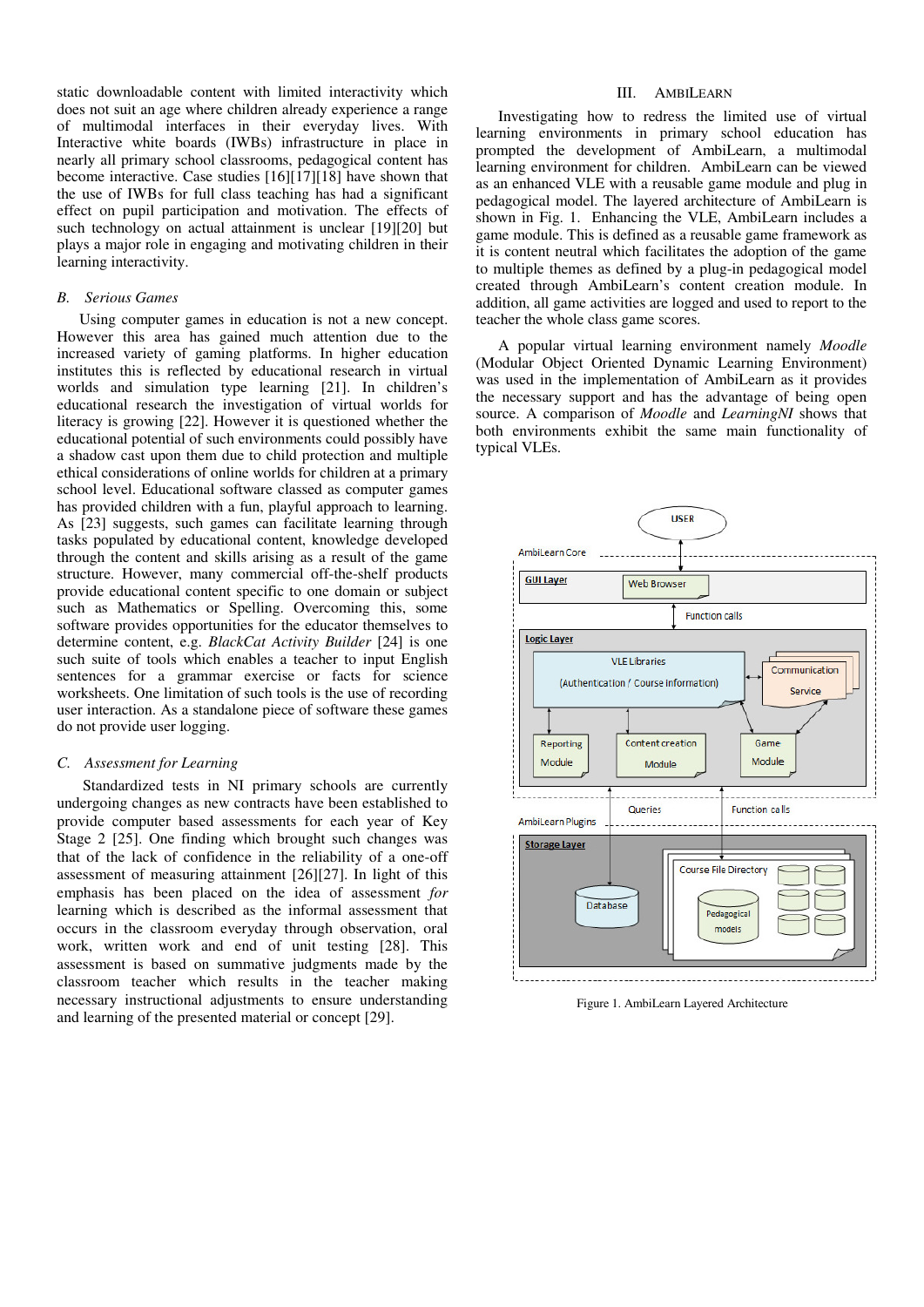static downloadable content with limited interactivity which does not suit an age where children already experience a range of multimodal interfaces in their everyday lives. With Interactive white boards (IWBs) infrastructure in place in nearly all primary school classrooms, pedagogical content has become interactive. Case studies [16][17][18] have shown that the use of IWBs for full class teaching has had a significant effect on pupil participation and motivation. The effects of such technology on actual attainment is unclear [19][20] but plays a major role in engaging and motivating children in their learning interactivity.

### B. Serious Games

Using computer games in education is not a new concept. However this area has gained much attention due to the increased variety of gaming platforms. In higher education institutes this is reflected by educational research in virtual worlds and simulation type learning [21]. In children's educational research the investigation of virtual worlds for literacy is growing [22]. However it is questioned whether the educational potential of such environments could possibly have a shadow cast upon them due to child protection and multiple ethical considerations of online worlds for children at a primary school level. Educational software classed as computer games has provided children with a fun, playful approach to learning. As [23] suggests, such games can facilitate learning through tasks populated by educational content, knowledge developed through the content and skills arising as a result of the game structure. However, many commercial off-the-shelf products provide educational content specific to one domain or subject such as Mathematics or Spelling. Overcoming this, some software provides opportunities for the educator themselves to determine content, e.g. *BlackCat Activity Builder* [24] is one such suite of tools which enables a teacher to input English sentences for a grammar exercise or facts for science worksheets. One limitation of such tools is the use of recording user interaction. As a standalone piece of software these games do not provide user logging.

### C. Assessment for Learning

Standardized tests in NI primary schools are currently undergoing changes as new contracts have been established to provide computer based assessments for each year of Key Stage 2 [25]. One finding which brought such changes was that of the lack of confidence in the reliability of a one-off assessment of measuring attainment [26][27]. In light of this emphasis has been placed on the idea of assessment *for* learning which is described as the informal assessment that occurs in the classroom everyday through observation, oral work, written work and end of unit testing [28]. This assessment is based on summative judgments made by the classroom teacher which results in the teacher making necessary instructional adjustments to ensure understanding and learning of the presented material or concept [29].

## III. AmbiLearn

Investigating how to redress the limited use of virtual learning environments in primary school education has prompted the development of AmbiLearn, a multimodal learning environment for children. AmbiLearn can be viewed as an enhanced VLE with a reusable game module and plug in pedagogical model. The layered architecture of AmbiLearn is shown in Fig. 1. Enhancing the VLE, AmbiLearn includes a game module. This is defined as a reusable game framework as it is content neutral which facilitates the adoption of the game to multiple themes as defined by a plug-in pedagogical model created through AmbiLearn's content creation module. In addition, all game activities are logged and used to report to the teacher the whole class game scores.

A popular virtual learning environment namely *Moodle* (Modular Object Oriented Dynamic Learning Environment) was used in the implementation of AmbiLearn as it provides the necessary support and has the advantage of being open source. A comparison of *Moodle* and *LearningNI* shows that both environments exhibit the same main functionality of typical VLEs.

Figure 1. AmbiLearn Layered Architecture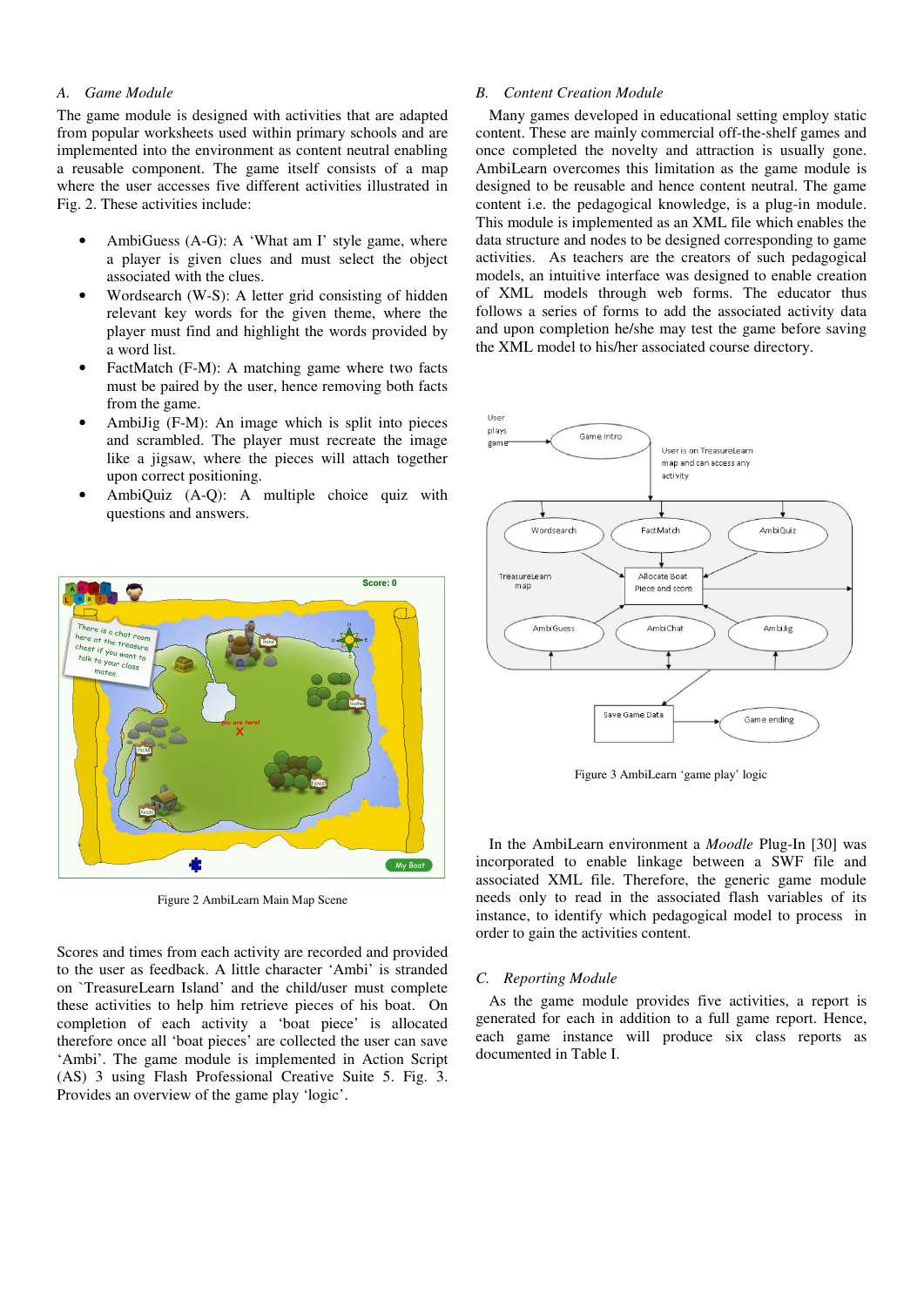### A. Game Module

The game module is designed with activities that are adapted from popular worksheets used within primary schools and are implemented into the environment as content neutral enabling a reusable component. The game itself consists of a map where the user accesses five different activities illustrated in Fig. 2. These activities include:

- AmbiGuess (A-G): A 'What am I' style game, where a player is given clues and must select the object associated with the clues.
- Wordsearch (W-S): A letter grid consisting of hidden relevant key words for the given theme, where the player must find and highlight the words provided by a word list.
- FactMatch (F-M): A matching game where two facts must be paired by the user, hence removing both facts from the game.
- AmbiJig (F-M): An image which is split into pieces and scrambled. The player must recreate the image like a jigsaw, where the pieces will attach together upon correct positioning.
- AmbiQuiz (A-Q): A multiple choice quiz with questions and answers.

Figure 2 AmbiLearn Main Map Scene

Scores and times from each activity are recorded and provided to the user as feedback. A little character 'Ambi' is stranded on `TreasureLearn Island' and the child/user must complete these activities to help him retrieve pieces of his boat. On completion of each activity a 'boat piece' is allocated therefore once all 'boat pieces' are collected the user can save 'Ambi'. The game module is implemented in Action Script (AS) 3 using Flash Professional Creative Suite 5. Fig. 3. Provides an overview of the game play 'logic'.

### B. Content Creation Module

Many games developed in educational setting employ static content. These are mainly commercial off-the-shelf games and once completed the novelty and attraction is usually gone. AmbiLearn overcomes this limitation as the game module is designed to be reusable and hence content neutral. The game content i.e. the pedagogical knowledge, is a plug-in module. This module is implemented as an XML file which enables the data structure and nodes to be designed corresponding to game activities. As teachers are the creators of such pedagogical models, an intuitive interface was designed to enable creation of XML models through web forms. The educator thus follows a series of forms to add the associated activity data and upon completion he/she may test the game before saving the XML model to his/her associated course directory.

Figure 3 AmbiLearn 'game play' logic

In the AmbiLearn environment a *Moodle* Plug-In [30] was incorporated to enable linkage between a SWF file and associated XML file. Therefore, the generic game module needs only to read in the associated flash variables of its instance, to identify which pedagogical model to process in order to gain the activities content.

### C. Reporting Module

As the game module provides five activities, a report is generated for each in addition to a full game report. Hence, each game instance will produce six class reports as documented in Table I.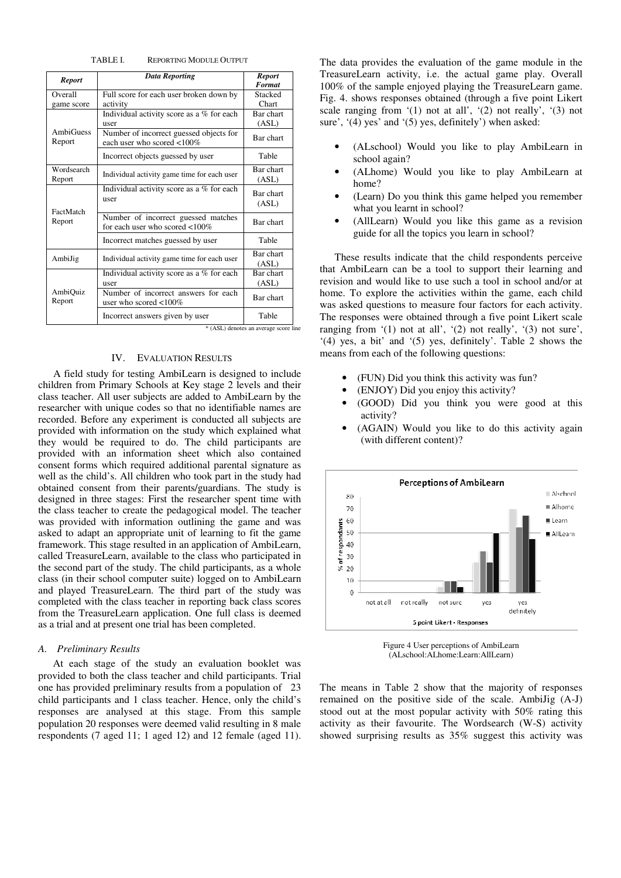TABLE I. REPORTING MODULE OUTPUT

| *Report* | *Data Reporting* | *Report Format* |
|---|---|---|
| Overall game score | Full score for each user broken down by activity | Stacked Chart |
| AmbiGuess Report | Individual activity score as a % for each user | Bar chart (ASL) |
| | Number of incorrect guessed objects for each user who scored <100% | Bar chart |
| | Incorrect objects guessed by user | Table |
| Wordsearch Report | Individual activity game time for each user | Bar chart (ASL) |
| FactMatch Report | Individual activity score as a % for each user | Bar chart (ASL) |
| | Number of incorrect guessed matches for each user who scored <100% | Bar chart |
| | Incorrect matches guessed by user | Table |
| AmbiJig | Individual activity game time for each user | Bar chart (ASL) |
| AmbiQuiz Report | Individual activity score as a % for each user | Bar chart (ASL) |
| | Number of incorrect answers for each user who scored <100% | Bar chart |
| | Incorrect answers given by user | Table |

\* (ASL) denotes an average score line

## IV. EVALUATION RESULTS

A field study for testing AmbiLearn is designed to include children from Primary Schools at Key stage 2 levels and their class teacher. All user subjects are added to AmbiLearn by the researcher with unique codes so that no identifiable names are recorded. Before any experiment is conducted all subjects are provided with information on the study which explained what they would be required to do. The child participants are provided with an information sheet which also contained consent forms which required additional parental signature as well as the child's. All children who took part in the study had obtained consent from their parents/guardians. The study is designed in three stages: First the researcher spent time with the class teacher to create the pedagogical model. The teacher was provided with information outlining the game and was asked to adapt an appropriate unit of learning to fit the game framework. This stage resulted in an application of AmbiLearn, called TreasureLearn, available to the class who participated in the second part of the study. The child participants, as a whole class (in their school computer suite) logged on to AmbiLearn and played TreasureLearn. The third part of the study was completed with the class teacher in reporting back class scores from the TreasureLearn application. One full class is deemed as a trial and at present one trial has been completed.

### *A. Preliminary Results*

At each stage of the study an evaluation booklet was provided to both the class teacher and child participants. Trial one has provided preliminary results from a population of 23 child participants and 1 class teacher. Hence, only the child's responses are analysed at this stage. From this sample population 20 responses were deemed valid resulting in 8 male respondents (7 aged 11; 1 aged 12) and 12 female (aged 11). The data provides the evaluation of the game module in the TreasureLearn activity, i.e. the actual game play. Overall 100% of the sample enjoyed playing the TreasureLearn game. Fig. 4. shows responses obtained (through a five point Likert scale ranging from '(1) not at all', '(2) not really', '(3) not sure', '(4) yes' and '(5) yes, definitely') when asked:

- (ALschool) Would you like to play AmbiLearn in school again?
- (ALhome) Would you like to play AmbiLearn at home?
- (Learn) Do you think this game helped you remember what you learnt in school?
- (AllLearn) Would you like this game as a revision guide for all the topics you learn in school?

These results indicate that the child respondents perceive that AmbiLearn can be a tool to support their learning and revision and would like to use such a tool in school and/or at home. To explore the activities within the game, each child was asked questions to measure four factors for each activity. The responses were obtained through a five point Likert scale ranging from '(1) not at all', '(2) not really', '(3) not sure', '(4) yes, a bit' and '(5) yes, definitely'. Table 2 shows the means from each of the following questions:

- (FUN) Did you think this activity was fun?
- (ENJOY) Did you enjoy this activity?
- (GOOD) Did you think you were good at this activity?
- (AGAIN) Would you like to do this activity again (with different content)?

Figure 4 User perceptions of AmbiLearn (ALschool:ALhome:Learn:AllLearn)

The means in Table 2 show that the majority of responses remained on the positive side of the scale. AmbiJig (A-J) stood out at the most popular activity with 50% rating this activity as their favourite. The Wordsearch (W-S) activity showed surprising results as 35% suggest this activity was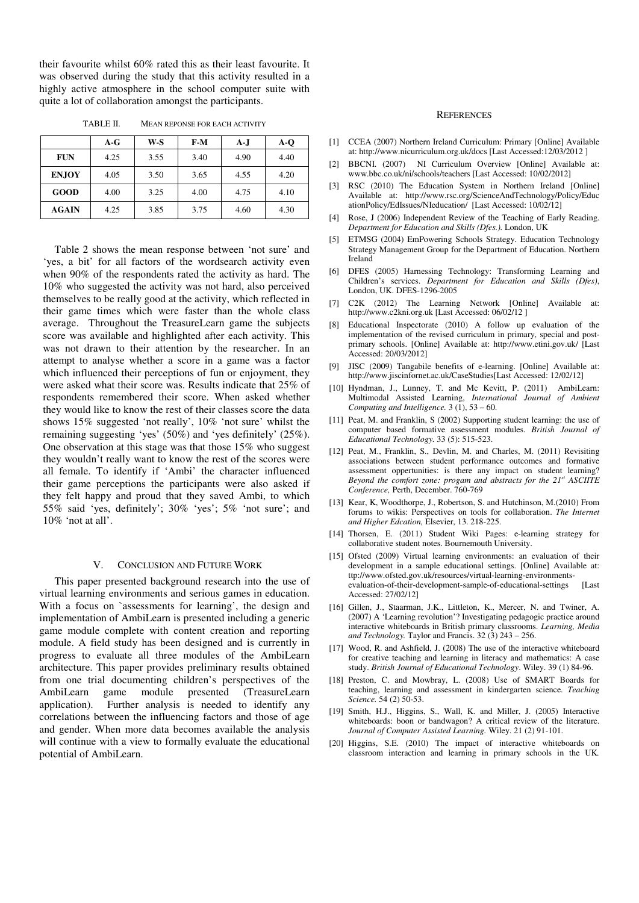their favourite whilst 60% rated this as their least favourite. It was observed during the study that this activity resulted in a highly active atmosphere in the school computer suite with quite a lot of collaboration amongst the participants.

TABLE II. MEAN REPONSE FOR EACH ACTIVITY

| | A-G | W-S | F-M | A-J | A-Q |
|---|---|---|---|---|---|
| **FUN** | 4.25 | 3.55 | 3.40 | 4.90 | 4.40 |
| **ENJOY** | 4.05 | 3.50 | 3.65 | 4.55 | 4.20 |
| **GOOD** | 4.00 | 3.25 | 4.00 | 4.75 | 4.10 |
| **AGAIN** | 4.25 | 3.85 | 3.75 | 4.60 | 4.30 |

Table 2 shows the mean response between 'not sure' and 'yes, a bit' for all factors of the wordsearch activity even when 90% of the respondents rated the activity as hard. The 10% who suggested the activity was not hard, also perceived themselves to be really good at the activity, which reflected in their game times which were faster than the whole class average. Throughout the TreasureLearn game the subjects score was available and highlighted after each activity. This was not drawn to their attention by the researcher. In an attempt to analyse whether a score in a game was a factor which influenced their perceptions of fun or enjoyment, they were asked what their score was. Results indicate that 25% of respondents remembered their score. When asked whether they would like to know the rest of their classes score the data shows 15% suggested 'not really', 10% 'not sure' whilst the remaining suggesting 'yes' (50%) and 'yes definitely' (25%). One observation at this stage was that those 15% who suggest they wouldn't really want to know the rest of the scores were all female. To identify if 'Ambi' the character influenced their game perceptions the participants were also asked if they felt happy and proud that they saved Ambi, to which 55% said 'yes, definitely'; 30% 'yes'; 5% 'not sure'; and 10% 'not at all'.

## V. CONCLUSION AND FUTURE WORK

This paper presented background research into the use of virtual learning environments and serious games in education. With a focus on `assessments for learning', the design and implementation of AmbiLearn is presented including a generic game module complete with content creation and reporting module. A field study has been designed and is currently in progress to evaluate all three modules of the AmbiLearn architecture. This paper provides preliminary results obtained from one trial documenting children's perspectives of the AmbiLearn game module presented (TreasureLearn application). Further analysis is needed to identify any correlations between the influencing factors and those of age and gender. When more data becomes available the analysis will continue with a view to formally evaluate the educational potential of AmbiLearn.

## REFERENCES

[1] CCEA (2007) Northern Ireland Curriculum: Primary [Online] Available at: http://www.nicurriculum.org.uk/docs [Last Accessed:12/03/2012 ]

[2] BBCNI. (2007) NI Curriculum Overview [Online] Available at: www.bbc.co.uk/ni/schools/teachers [Last Accessed: 10/02/2012]

[3] RSC (2010) The Education System in Northern Ireland [Online] Available at: http://www.rsc.org/ScienceAndTechnology/Policy/EducationPolicy/EdIssues/NIeducation/ [Last Accessed: 10/02/12]

[4] Rose, J (2006) Independent Review of the Teaching of Early Reading. *Department for Education and Skills (Dfes).* London, UK

[5] ETMSG (2004) EmPowering Schools Strategy. Education Technology Strategy Management Group for the Department of Education. Northern Ireland

[6] DFES (2005) Harnessing Technology: Transforming Learning and Children's services. *Department for Education and Skills (Dfes)*, London, UK. DFES-1296-2005

[7] C2K (2012) The Learning Network [Online] Available at: http://www.c2kni.org.uk [Last Accessed: 06/02/12 ]

[8] Educational Inspectorate (2010) A follow up evaluation of the implementation of the revised curriculum in primary, special and post-primary schools. [Online] Available at: http://www.etini.gov.uk/ [Last Accessed: 20/03/2012]

[9] JISC (2009) Tangabile benefits of e-learning. [Online] Available at: http://www.jiscinfornet.ac.uk/CaseStudies[Last Accessed: 12/02/12]

[10] Hyndman, J., Lunney, T. and Mc Kevitt, P. (2011) AmbiLearn: Multimodal Assisted Learning, *International Journal of Ambient Computing and Intelligence.* 3 (1), 53 – 60.

[11] Peat, M. and Franklin, S (2002) Supporting student learning: the use of computer based formative assessment modules. *British Journal of Educational Technology.* 33 (5): 515-523.

[12] Peat, M., Franklin, S., Devlin, M. and Charles, M. (2011) Revisiting associations between student performance outcomes and formative assessment oppertunities: is there any impact on student learning? *Beyond the comfort zone: progam and abstracts for the 21st ASCIITE Conference,* Perth, December. 760-769

[13] Kear, K, Woodthorpe, J., Robertson, S. and Hutchinson, M.(2010) From forums to wikis: Perspectives on tools for collaboration. *The Internet and Higher Edcation,* Elsevier, 13. 218-225.

[14] Thorsen, E. (2011) Student Wiki Pages: e-learning strategy for collaborative student notes. Bournemouth University.

[15] Ofsted (2009) Virtual learning environments: an evaluation of their development in a sample educational settings. [Online] Available at: ttp://www.ofsted.gov.uk/resources/virtual-learning-environments-evaluation-of-their-development-sample-of-educational-settings [Last Accessed: 27/02/12]

[16] Gillen, J., Staarman, J.K., Littleton, K., Mercer, N. and Twiner, A. (2007) A 'Learning revolution'? Investigating pedagogic practice around interactive whiteboards in British primary classrooms. *Learning, Media and Technology.* Taylor and Francis. 32 (3) 243 – 256.

[17] Wood, R. and Ashfield, J. (2008) The use of the interactive whiteboard for creative teaching and learning in literacy and mathematics: A case study. *British Journal of Educational Technology*. Wiley. 39 (1) 84-96.

[18] Preston, C. and Mowbray, L. (2008) Use of SMART Boards for teaching, learning and assessment in kindergarten science. *Teaching Science.* 54 (2) 50-53.

[19] Smith, H.J., Higgins, S., Wall, K. and Miller, J. (2005) Interactive whiteboards: boon or bandwagon? A critical review of the literature. *Journal of Computer Assisted Learning.* Wiley. 21 (2) 91-101.

[20] Higgins, S.E. (2010) The impact of interactive whiteboards on classroom interaction and learning in primary schools in the UK.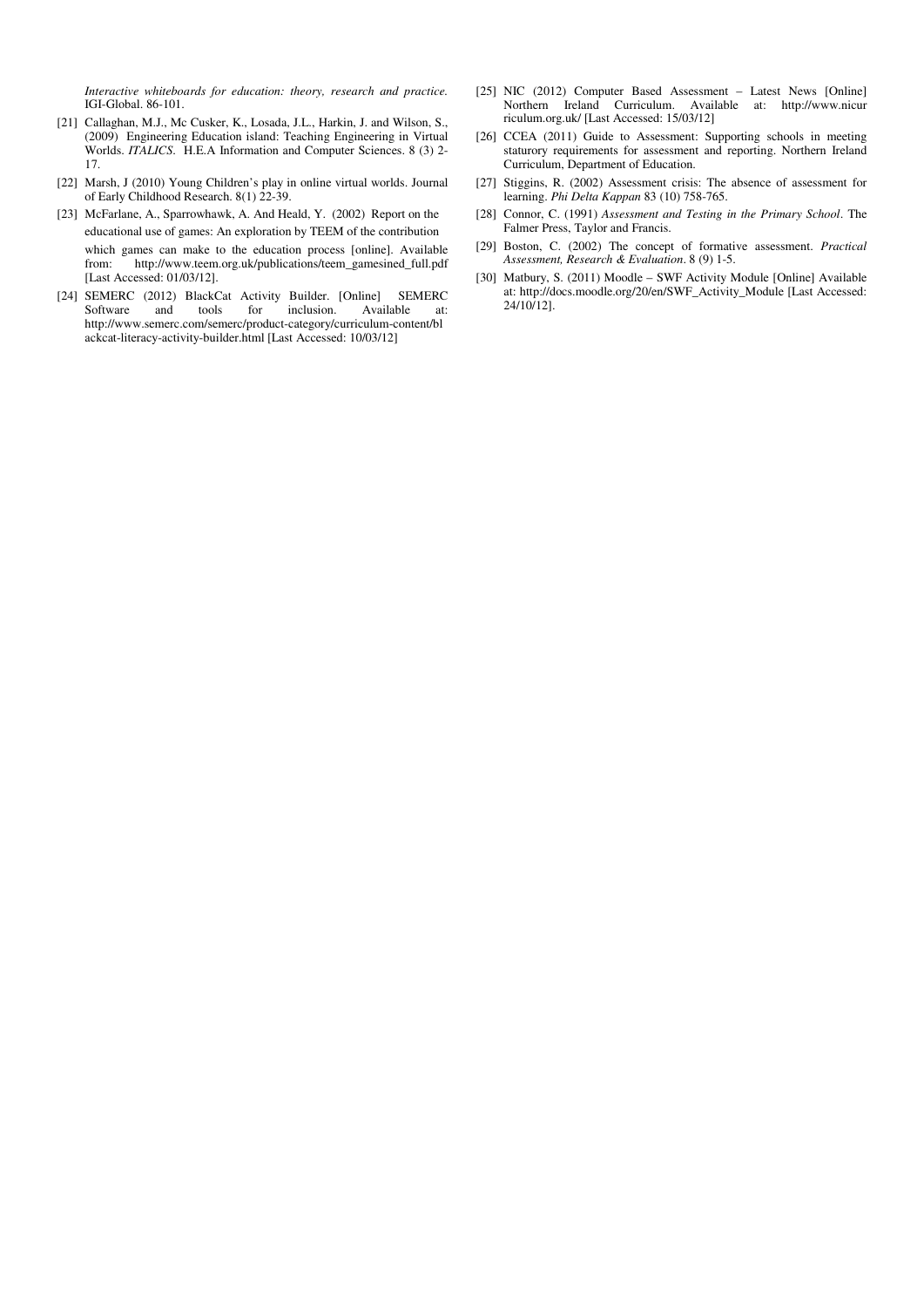*Interactive whiteboards for education: theory, research and practice.* IGI-Global. 86-101.

[21] Callaghan, M.J., Mc Cusker, K., Losada, J.L., Harkin, J. and Wilson, S., (2009) Engineering Education island: Teaching Engineering in Virtual Worlds. *ITALICS*. H.E.A Information and Computer Sciences. 8 (3) 2-17.

[22] Marsh, J (2010) Young Children's play in online virtual worlds. Journal of Early Childhood Research. 8(1) 22-39.

[23] McFarlane, A., Sparrowhawk, A. And Heald, Y. (2002) Report on the educational use of games: An exploration by TEEM of the contribution which games can make to the education process [online]. Available from: http://www.teem.org.uk/publications/teem_gamesined_full.pdf [Last Accessed: 01/03/12].

[24] SEMERC (2012) BlackCat Activity Builder. [Online] SEMERC Software and tools for inclusion. Available at: http://www.semerc.com/semerc/product-category/curriculum-content/blackcat-literacy-activity-builder.html [Last Accessed: 10/03/12]

[25] NIC (2012) Computer Based Assessment – Latest News [Online] Northern Ireland Curriculum. Available at: http://www.nicurriculum.org.uk/ [Last Accessed: 15/03/12]

[26] CCEA (2011) Guide to Assessment: Supporting schools in meeting staturory requirements for assessment and reporting. Northern Ireland Curriculum, Department of Education.

[27] Stiggins, R. (2002) Assessment crisis: The absence of assessment for learning. *Phi Delta Kappan* 83 (10) 758-765.

[28] Connor, C. (1991) *Assessment and Testing in the Primary School*. The Falmer Press, Taylor and Francis.

[29] Boston, C. (2002) The concept of formative assessment. *Practical Assessment, Research & Evaluation*. 8 (9) 1-5.

[30] Matbury, S. (2011) Moodle – SWF Activity Module [Online] Available at: http://docs.moodle.org/20/en/SWF_Activity_Module [Last Accessed: 24/10/12].